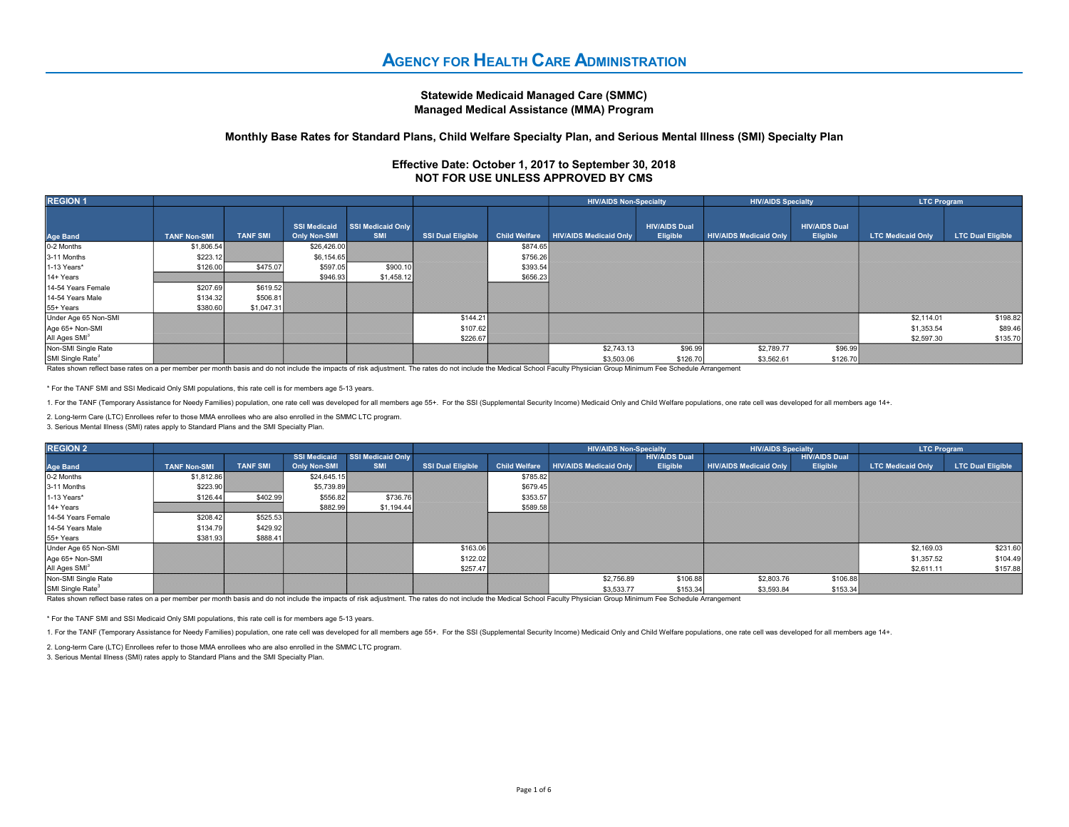# Agency for Health Care Administration

**Statewide Medicaid Managed Care (SMMC)**
**Managed Medical Assistance (MMA) Program**

**Monthly Base Rates for Standard Plans, Child Welfare Specialty Plan, and Serious Mental Illness (SMI) Specialty Plan**

**Effective Date: October 1, 2017 to September 30, 2018**
**NOT FOR USE UNLESS APPROVED BY CMS**

| REGION 1 | | | | | | | HIV/AIDS Non-Specialty | | HIV/AIDS Specialty | | LTC Program | |
|---|---|---|---|---|---|---|---|---|---|---|---|---|
| Age Band | TANF Non-SMI | TANF SMI | SSI Medicaid Only Non-SMI | SSI Medicaid Only SMI | SSI Dual Eligible | Child Welfare | HIV/AIDS Medicaid Only | HIV/AIDS Dual Eligible | HIV/AIDS Medicaid Only | HIV/AIDS Dual Eligible | LTC Medicaid Only | LTC Dual Eligible |
| 0-2 Months | $1,806.54 | | $26,426.00 | | | $874.65 | | | | | | |
| 3-11 Months | $223.12 | | $6,154.65 | | | $756.26 | | | | | | |
| 1-13 Years* | $126.00 | $475.07 | $597.05 | $900.10 | | $393.54 | | | | | | |
| 14+ Years | | | $946.93 | $1,458.12 | | $656.23 | | | | | | |
| 14-54 Years Female | $207.69 | $619.52 | | | | | | | | | | |
| 14-54 Years Male | $134.32 | $506.81 | | | | | | | | | | |
| 55+ Years | $380.60 | $1,047.31 | | | | | | | | | | |
| Under Age 65 Non-SMI | | | | | $144.21 | | | | | | $2,114.01 | $198.82 |
| Age 65+ Non-SMI | | | | | $107.62 | | | | | | $1,353.54 | $89.46 |
| All Ages SMI[3] | | | | | $226.67 | | | | | | $2,597.30 | $135.70 |
| Non-SMI Single Rate | | | | | | | $2,743.13 | $96.99 | $2,789.77 | $96.99 | | |
| SMI Single Rate[3] | | | | | | | $3,503.06 | $126.70 | $3,562.61 | $126.70 | | |

Rates shown reflect base rates on a per member per month basis and do not include the impacts of risk adjustment. The rates do not include the Medical School Faculty Physician Group Minimum Fee Schedule Arrangement

\* For the TANF SMI and SSI Medicaid Only SMI populations, this rate cell is for members age 5-13 years.

1. For the TANF (Temporary Assistance for Needy Families) population, one rate cell was developed for all members age 55+. For the SSI (Supplemental Security Income) Medicaid Only and Child Welfare populations, one rate cell was developed for all members age 14+.

2. Long-term Care (LTC) Enrollees refer to those MMA enrollees who are also enrolled in the SMMC LTC program.

3. Serious Mental Illness (SMI) rates apply to Standard Plans and the SMI Specialty Plan.

| REGION 2 | | | | | | | HIV/AIDS Non-Specialty | | HIV/AIDS Specialty | | LTC Program | |
|---|---|---|---|---|---|---|---|---|---|---|---|---|
| Age Band | TANF Non-SMI | TANF SMI | SSI Medicaid Only Non-SMI | SSI Medicaid Only SMI | SSI Dual Eligible | Child Welfare | HIV/AIDS Medicaid Only | HIV/AIDS Dual Eligible | HIV/AIDS Medicaid Only | HIV/AIDS Dual Eligible | LTC Medicaid Only | LTC Dual Eligible |
| 0-2 Months | $1,812.86 | | $24,645.15 | | | $785.82 | | | | | | |
| 3-11 Months | $223.90 | | $5,739.89 | | | $679.45 | | | | | | |
| 1-13 Years* | $126.44 | $402.99 | $556.82 | $736.76 | | $353.57 | | | | | | |
| 14+ Years | | | $882.99 | $1,194.44 | | $589.58 | | | | | | |
| 14-54 Years Female | $208.42 | $525.53 | | | | | | | | | | |
| 14-54 Years Male | $134.79 | $429.92 | | | | | | | | | | |
| 55+ Years | $381.93 | $888.41 | | | | | | | | | | |
| Under Age 65 Non-SMI | | | | | $163.06 | | | | | | $2,169.03 | $231.60 |
| Age 65+ Non-SMI | | | | | $122.02 | | | | | | $1,357.52 | $104.49 |
| All Ages SMI[3] | | | | | $257.47 | | | | | | $2,611.11 | $157.88 |
| Non-SMI Single Rate | | | | | | | $2,756.89 | $106.88 | $2,803.76 | $106.88 | | |
| SMI Single Rate[3] | | | | | | | $3,533.77 | $153.34 | $3,593.84 | $153.34 | | |

Rates shown reflect base rates on a per member per month basis and do not include the impacts of risk adjustment. The rates do not include the Medical School Faculty Physician Group Minimum Fee Schedule Arrangement

\* For the TANF SMI and SSI Medicaid Only SMI populations, this rate cell is for members age 5-13 years.

1. For the TANF (Temporary Assistance for Needy Families) population, one rate cell was developed for all members age 55+. For the SSI (Supplemental Security Income) Medicaid Only and Child Welfare populations, one rate cell was developed for all members age 14+.

2. Long-term Care (LTC) Enrollees refer to those MMA enrollees who are also enrolled in the SMMC LTC program.

3. Serious Mental Illness (SMI) rates apply to Standard Plans and the SMI Specialty Plan.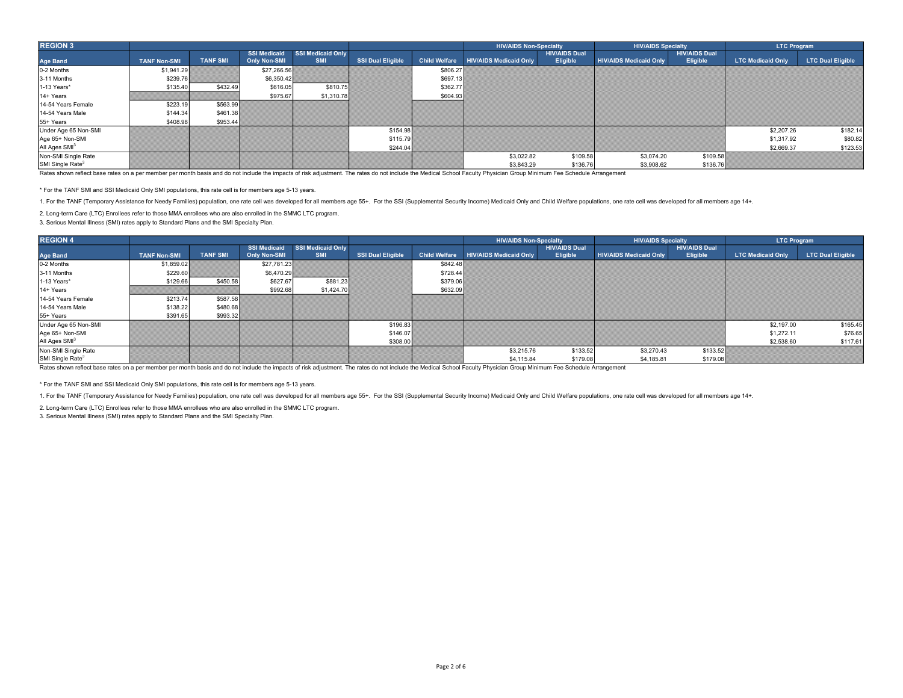| REGION 3 | | | | | | | HIV/AIDS Non-Specialty | | HIV/AIDS Specialty | | LTC Program | |
|---|---|---|---|---|---|---|---|---|---|---|---|---|
| Age Band | TANF Non-SMI | TANF SMI | SSI Medicaid Only Non-SMI | SSI Medicaid Only SMI | SSI Dual Eligible | Child Welfare | HIV/AIDS Medicaid Only | HIV/AIDS Dual Eligible | HIV/AIDS Medicaid Only | HIV/AIDS Dual Eligible | LTC Medicaid Only | LTC Dual Eligible |
| 0-2 Months | $1,941.29 | | $27,266.56 | | | $806.27 | | | | | | |
| 3-11 Months | $239.76 | | $6,350.42 | | | $697.13 | | | | | | |
| 1-13 Years* | $135.40 | $432.49 | $616.05 | $810.75 | | $362.77 | | | | | | |
| 14+ Years | | | $975.67 | $1,310.78 | | $604.93 | | | | | | |
| 14-54 Years Female | $223.19 | $563.99 | | | | | | | | | | |
| 14-54 Years Male | $144.34 | $461.38 | | | | | | | | | | |
| 55+ Years | $408.98 | $953.44 | | | | | | | | | | |
| Under Age 65 Non-SMI | | | | | $154.98 | | | | | | $2,207.26 | $182.14 |
| Age 65+ Non-SMI | | | | | $115.79 | | | | | | $1,317.92 | $80.82 |
| All Ages SMI[3] | | | | | $244.04 | | | | | | $2,669.37 | $123.53 |
| Non-SMI Single Rate | | | | | | | $3,022.82 | $109.58 | $3,074.20 | $109.58 | | |
| SMI Single Rate[3] | | | | | | | $3,843.29 | $136.76 | $3,908.62 | $136.76 | | |

Rates shown reflect base rates on a per member per month basis and do not include the impacts of risk adjustment. The rates do not include the Medical School Faculty Physician Group Minimum Fee Schedule Arrangement

* For the TANF SMI and SSI Medicaid Only SMI populations, this rate cell is for members age 5-13 years.

1. For the TANF (Temporary Assistance for Needy Families) population, one rate cell was developed for all members age 55+. For the SSI (Supplemental Security Income) Medicaid Only and Child Welfare populations, one rate cell was developed for all members age 14+.

2. Long-term Care (LTC) Enrollees refer to those MMA enrollees who are also enrolled in the SMMC LTC program.

3. Serious Mental Illness (SMI) rates apply to Standard Plans and the SMI Specialty Plan.

| REGION 4 | | | | | | | HIV/AIDS Non-Specialty | | HIV/AIDS Specialty | | LTC Program | |
|---|---|---|---|---|---|---|---|---|---|---|---|---|
| Age Band | TANF Non-SMI | TANF SMI | SSI Medicaid Only Non-SMI | SSI Medicaid Only SMI | SSI Dual Eligible | Child Welfare | HIV/AIDS Medicaid Only | HIV/AIDS Dual Eligible | HIV/AIDS Medicaid Only | HIV/AIDS Dual Eligible | LTC Medicaid Only | LTC Dual Eligible |
| 0-2 Months | $1,859.02 | | $27,781.23 | | | $842.48 | | | | | | |
| 3-11 Months | $229.60 | | $6,470.29 | | | $728.44 | | | | | | |
| 1-13 Years* | $129.66 | $450.58 | $627.67 | $881.23 | | $379.06 | | | | | | |
| 14+ Years | | | $992.68 | $1,424.70 | | $632.09 | | | | | | |
| 14-54 Years Female | $213.74 | $587.58 | | | | | | | | | | |
| 14-54 Years Male | $138.22 | $480.68 | | | | | | | | | | |
| 55+ Years | $391.65 | $993.32 | | | | | | | | | | |
| Under Age 65 Non-SMI | | | | | $196.83 | | | | | | $2,197.00 | $165.45 |
| Age 65+ Non-SMI | | | | | $146.07 | | | | | | $1,272.11 | $76.65 |
| All Ages SMI[3] | | | | | $308.00 | | | | | | $2,538.60 | $117.61 |
| Non-SMI Single Rate | | | | | | | $3,215.76 | $133.52 | $3,270.43 | $133.52 | | |
| SMI Single Rate[4] | | | | | | | $4,115.84 | $179.08 | $4,185.81 | $179.08 | | |

Rates shown reflect base rates on a per member per month basis and do not include the impacts of risk adjustment. The rates do not include the Medical School Faculty Physician Group Minimum Fee Schedule Arrangement

* For the TANF SMI and SSI Medicaid Only SMI populations, this rate cell is for members age 5-13 years.

1. For the TANF (Temporary Assistance for Needy Families) population, one rate cell was developed for all members age 55+. For the SSI (Supplemental Security Income) Medicaid Only and Child Welfare populations, one rate cell was developed for all members age 14+.

2. Long-term Care (LTC) Enrollees refer to those MMA enrollees who are also enrolled in the SMMC LTC program.

3. Serious Mental Illness (SMI) rates apply to Standard Plans and the SMI Specialty Plan.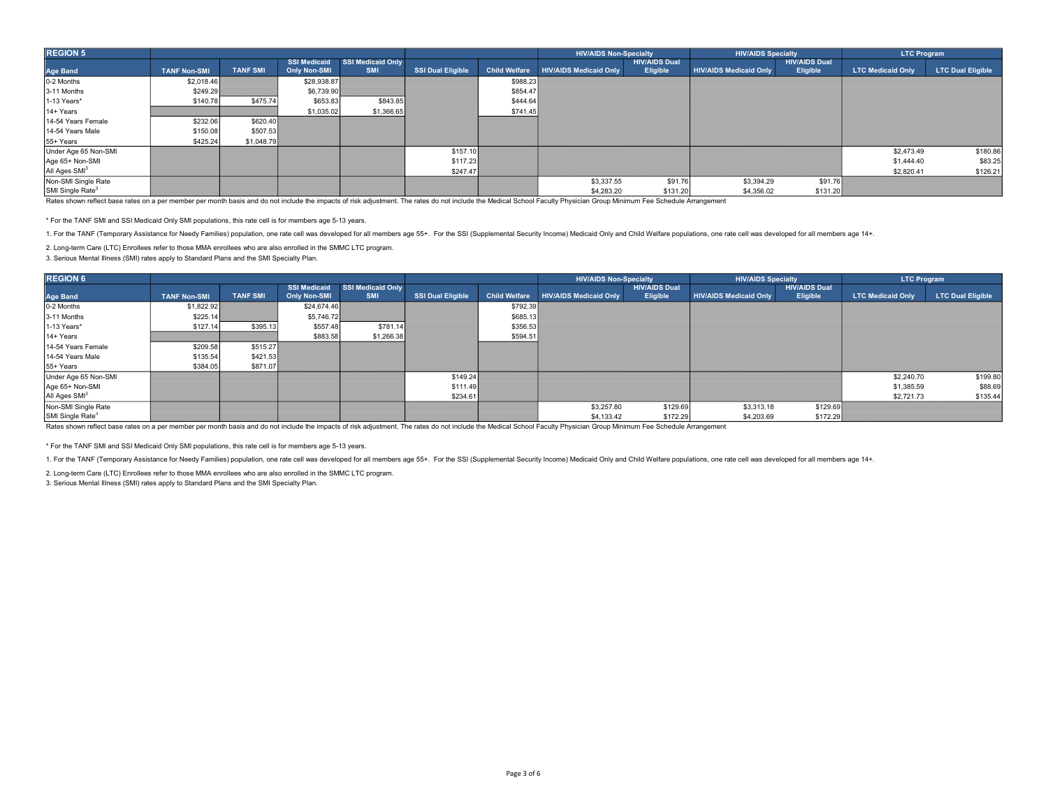| REGION 5 | | | | | | | HIV/AIDS Non-Specialty | | HIV/AIDS Specialty | | LTC Program | |
|---|---|---|---|---|---|---|---|---|---|---|---|---|
| Age Band | TANF Non-SMI | TANF SMI | SSI Medicaid Only Non-SMI | SSI Medicaid Only SMI | SSI Dual Eligible | Child Welfare | HIV/AIDS Medicaid Only | HIV/AIDS Dual Eligible | HIV/AIDS Medicaid Only | HIV/AIDS Dual Eligible | LTC Medicaid Only | LTC Dual Eligible |
| 0-2 Months | $2,018.46 | | $28,938.87 | | | $988.23 | | | | | | |
| 3-11 Months | $249.29 | | $6,739.90 | | | $854.47 | | | | | | |
| 1-13 Years* | $140.78 | $475.74 | $653.83 | $843.85 | | $444.64 | | | | | | |
| 14+ Years | | | $1,035.02 | $1,366.65 | | $741.45 | | | | | | |
| 14-54 Years Female | $232.06 | $620.40 | | | | | | | | | | |
| 14-54 Years Male | $150.08 | $507.53 | | | | | | | | | | |
| 55+ Years | $425.24 | $1,048.79 | | | | | | | | | | |
| Under Age 65 Non-SMI | | | | | $157.10 | | | | | | $2,473.49 | $180.86 |
| Age 65+ Non-SMI | | | | | $117.23 | | | | | | $1,444.40 | $83.25 |
| All Ages SMI[3] | | | | | $247.47 | | | | | | $2,820.41 | $126.21 |
| Non-SMI Single Rate | | | | | | | $3,337.55 | $91.76 | $3,394.29 | $91.76 | | |
| SMI Single Rate[3] | | | | | | | $4,283.20 | $131.20 | $4,356.02 | $131.20 | | |

Rates shown reflect base rates on a per member per month basis and do not include the impacts of risk adjustment. The rates do not include the Medical School Faculty Physician Group Minimum Fee Schedule Arrangement

* For the TANF SMI and SSI Medicaid Only SMI populations, this rate cell is for members age 5-13 years.

1. For the TANF (Temporary Assistance for Needy Families) population, one rate cell was developed for all members age 55+. For the SSI (Supplemental Security Income) Medicaid Only and Child Welfare populations, one rate cell was developed for all members age 14+.

2. Long-term Care (LTC) Enrollees refer to those MMA enrollees who are also enrolled in the SMMC LTC program.

3. Serious Mental Illness (SMI) rates apply to Standard Plans and the SMI Specialty Plan.

| REGION 6 | | | | | | | HIV/AIDS Non-Specialty | | HIV/AIDS Specialty | | LTC Program | |
|---|---|---|---|---|---|---|---|---|---|---|---|---|
| Age Band | TANF Non-SMI | TANF SMI | SSI Medicaid Only Non-SMI | SSI Medicaid Only SMI | SSI Dual Eligible | Child Welfare | HIV/AIDS Medicaid Only | HIV/AIDS Dual Eligible | HIV/AIDS Medicaid Only | HIV/AIDS Dual Eligible | LTC Medicaid Only | LTC Dual Eligible |
| 0-2 Months | $1,822.92 | | $24,674.46 | | | $792.39 | | | | | | |
| 3-11 Months | $225.14 | | $5,746.72 | | | $685.13 | | | | | | |
| 1-13 Years* | $127.14 | $395.13 | $557.48 | $781.14 | | $356.53 | | | | | | |
| 14+ Years | | | $883.58 | $1,266.38 | | $594.51 | | | | | | |
| 14-54 Years Female | $209.58 | $515.27 | | | | | | | | | | |
| 14-54 Years Male | $135.54 | $421.53 | | | | | | | | | | |
| 55+ Years | $384.05 | $871.07 | | | | | | | | | | |
| Under Age 65 Non-SMI | | | | | $149.24 | | | | | | $2,240.70 | $199.80 |
| Age 65+ Non-SMI | | | | | $111.49 | | | | | | $1,385.59 | $88.69 |
| All Ages SMI[3] | | | | | $234.61 | | | | | | $2,721.73 | $135.44 |
| Non-SMI Single Rate | | | | | | | $3,257.80 | $129.69 | $3,313.18 | $129.69 | | |
| SMI Single Rate[3] | | | | | | | $4,133.42 | $172.29 | $4,203.69 | $172.29 | | |

Rates shown reflect base rates on a per member per month basis and do not include the impacts of risk adjustment. The rates do not include the Medical School Faculty Physician Group Minimum Fee Schedule Arrangement

* For the TANF SMI and SSI Medicaid Only SMI populations, this rate cell is for members age 5-13 years.

1. For the TANF (Temporary Assistance for Needy Families) population, one rate cell was developed for all members age 55+. For the SSI (Supplemental Security Income) Medicaid Only and Child Welfare populations, one rate cell was developed for all members age 14+.

2. Long-term Care (LTC) Enrollees refer to those MMA enrollees who are also enrolled in the SMMC LTC program.

3. Serious Mental Illness (SMI) rates apply to Standard Plans and the SMI Specialty Plan.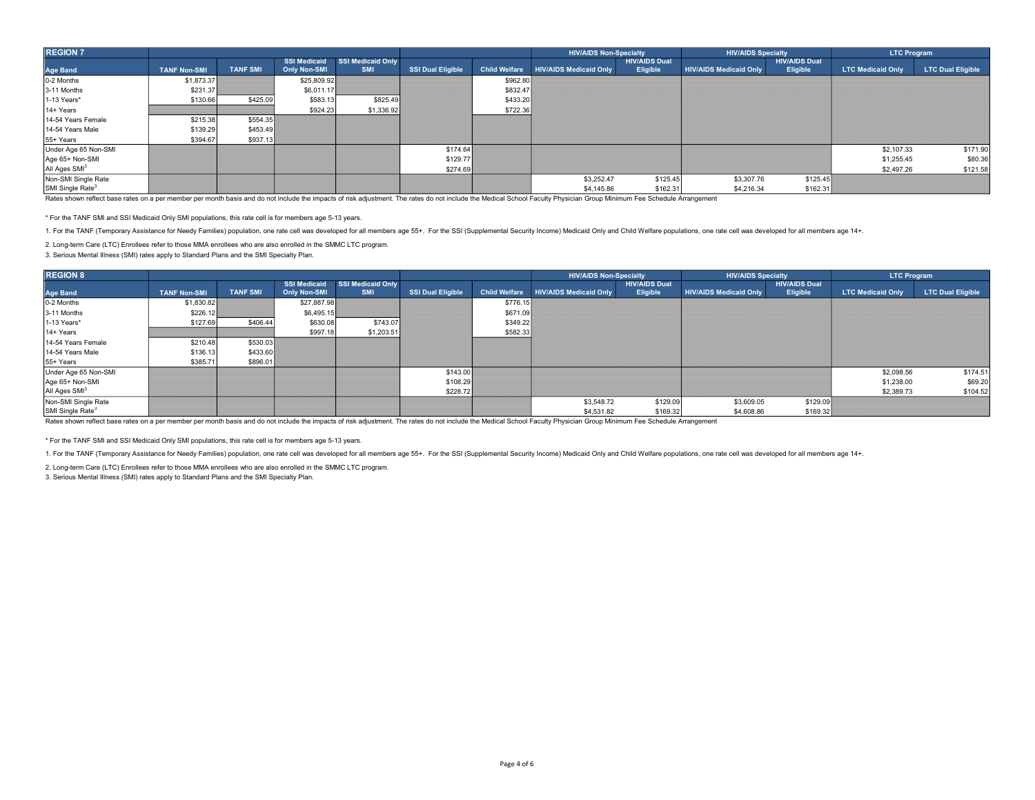| REGION 7 | | | | | | | HIV/AIDS Non-Specialty | | HIV/AIDS Specialty | | LTC Program | |
|---|---|---|---|---|---|---|---|---|---|---|---|---|
| Age Band | TANF Non-SMI | TANF SMI | SSI Medicaid Only Non-SMI | SSI Medicaid Only SMI | SSI Dual Eligible | Child Welfare | HIV/AIDS Medicaid Only | HIV/AIDS Dual Eligible | HIV/AIDS Medicaid Only | HIV/AIDS Dual Eligible | LTC Medicaid Only | LTC Dual Eligible |
| 0-2 Months | $1,873.37 | | $25,809.92 | | | $962.80 | | | | | | |
| 3-11 Months | $231.37 | | $6,011.17 | | | $832.47 | | | | | | |
| 1-13 Years* | $130.66 | $425.09 | $583.13 | $825.49 | | $433.20 | | | | | | |
| 14+ Years | | | $924.23 | $1,336.92 | | $722.36 | | | | | | |
| 14-54 Years Female | $215.38 | $554.35 | | | | | | | | | | |
| 14-54 Years Male | $139.29 | $453.49 | | | | | | | | | | |
| 55+ Years | $394.67 | $937.13 | | | | | | | | | | |
| Under Age 65 Non-SMI | | | | | $174.64 | | | | | | $2,107.33 | $171.90 |
| Age 65+ Non-SMI | | | | | $129.77 | | | | | | $1,255.45 | $80.36 |
| All Ages SMI[3] | | | | | $274.69 | | | | | | $2,497.26 | $121.58 |
| Non-SMI Single Rate | | | | | | | $3,252.47 | $125.45 | $3,307.76 | $125.45 | | |
| SMI Single Rate[3] | | | | | | | $4,145.86 | $162.31 | $4,216.34 | $162.31 | | |

Rates shown reflect base rates on a per member per month basis and do not include the impacts of risk adjustment. The rates do not include the Medical School Faculty Physician Group Minimum Fee Schedule Arrangement

* For the TANF SMI and SSI Medicaid Only SMI populations, this rate cell is for members age 5-13 years.

1. For the TANF (Temporary Assistance for Needy Families) population, one rate cell was developed for all members age 55+. For the SSI (Supplemental Security Income) Medicaid Only and Child Welfare populations, one rate cell was developed for all members age 14+.

2. Long-term Care (LTC) Enrollees refer to those MMA enrollees who are also enrolled in the SMMC LTC program.

3. Serious Mental Illness (SMI) rates apply to Standard Plans and the SMI Specialty Plan.

| REGION 8 | | | | | | | HIV/AIDS Non-Specialty | | HIV/AIDS Specialty | | LTC Program | |
|---|---|---|---|---|---|---|---|---|---|---|---|---|
| Age Band | TANF Non-SMI | TANF SMI | SSI Medicaid Only Non-SMI | SSI Medicaid Only SMI | SSI Dual Eligible | Child Welfare | HIV/AIDS Medicaid Only | HIV/AIDS Dual Eligible | HIV/AIDS Medicaid Only | HIV/AIDS Dual Eligible | LTC Medicaid Only | LTC Dual Eligible |
| 0-2 Months | $1,830.82 | | $27,887.98 | | | $776.15 | | | | | | |
| 3-11 Months | $226.12 | | $6,495.15 | | | $671.09 | | | | | | |
| 1-13 Years* | $127.69 | $406.44 | $630.08 | $743.07 | | $349.22 | | | | | | |
| 14+ Years | | | $997.18 | $1,203.51 | | $582.33 | | | | | | |
| 14-54 Years Female | $210.48 | $530.03 | | | | | | | | | | |
| 14-54 Years Male | $136.13 | $433.60 | | | | | | | | | | |
| 55+ Years | $385.71 | $896.01 | | | | | | | | | | |
| Under Age 65 Non-SMI | | | | | $143.00 | | | | | | $2,098.56 | $174.51 |
| Age 65+ Non-SMI | | | | | $108.29 | | | | | | $1,238.00 | $69.20 |
| All Ages SMI[3] | | | | | $228.72 | | | | | | $2,389.73 | $104.52 |
| Non-SMI Single Rate | | | | | | | $3,548.72 | $129.09 | $3,609.05 | $129.09 | | |
| SMI Single Rate[4] | | | | | | | $4,531.82 | $169.32 | $4,608.86 | $169.32 | | |

Rates shown reflect base rates on a per member per month basis and do not include the impacts of risk adjustment. The rates do not include the Medical School Faculty Physician Group Minimum Fee Schedule Arrangement

* For the TANF SMI and SSI Medicaid Only SMI populations, this rate cell is for members age 5-13 years.

1. For the TANF (Temporary Assistance for Needy Families) population, one rate cell was developed for all members age 55+. For the SSI (Supplemental Security Income) Medicaid Only and Child Welfare populations, one rate cell was developed for all members age 14+.

2. Long-term Care (LTC) Enrollees refer to those MMA enrollees who are also enrolled in the SMMC LTC program.

3. Serious Mental Illness (SMI) rates apply to Standard Plans and the SMI Specialty Plan.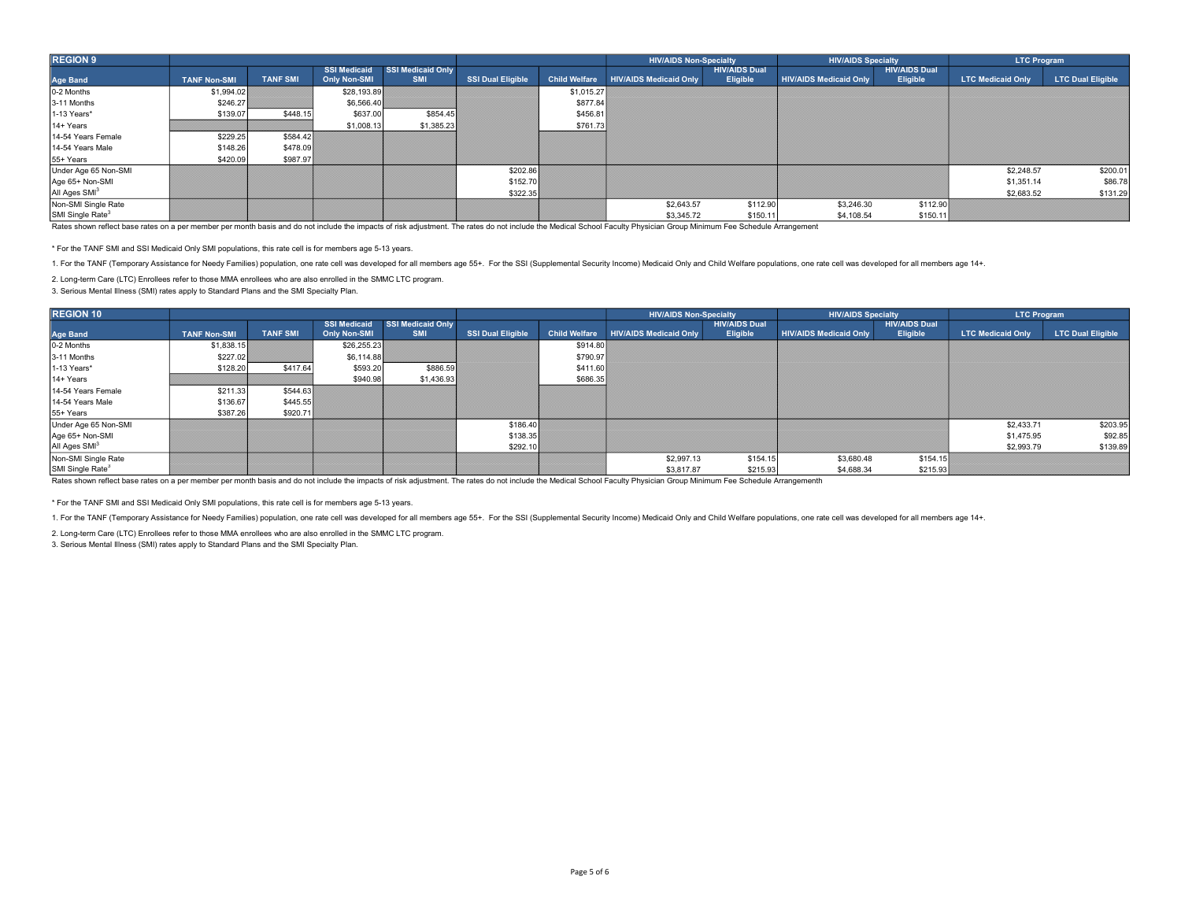## REGION 9

| Age Band | TANF Non-SMI | TANF SMI | SSI Medicaid Only Non-SMI | SSI Medicaid Only SMI | SSI Dual Eligible | Child Welfare | HIV/AIDS Non-Specialty: HIV/AIDS Medicaid Only | HIV/AIDS Non-Specialty: HIV/AIDS Dual Eligible | HIV/AIDS Specialty: HIV/AIDS Medicaid Only | HIV/AIDS Specialty: HIV/AIDS Dual Eligible | LTC Program: LTC Medicaid Only | LTC Program: LTC Dual Eligible |
|---|---|---|---|---|---|---|---|---|---|---|---|---|
| 0-2 Months | $1,994.02 | | $28,193.89 | | | $1,015.27 | | | | | | |
| 3-11 Months | $246.27 | | $6,566.40 | | | $877.84 | | | | | | |
| 1-13 Years* | $139.07 | $448.15 | $637.00 | $854.45 | | $456.81 | | | | | | |
| 14+ Years | | | $1,008.13 | $1,385.23 | | $761.73 | | | | | | |
| 14-54 Years Female | $229.25 | $584.42 | | | | | | | | | | |
| 14-54 Years Male | $148.26 | $478.09 | | | | | | | | | | |
| 55+ Years | $420.09 | $987.97 | | | | | | | | | | |
| Under Age 65 Non-SMI | | | | | $202.86 | | | | | | $2,248.57 | $200.01 |
| Age 65+ Non-SMI | | | | | $152.70 | | | | | | $1,351.14 | $86.78 |
| All Ages SMI[3] | | | | | $322.35 | | | | | | $2,683.52 | $131.29 |
| Non-SMI Single Rate | | | | | | | $2,643.57 | $112.90 | $3,246.30 | $112.90 | | |
| SMI Single Rate[3] | | | | | | | $3,345.72 | $150.11 | $4,108.54 | $150.11 | | |

Rates shown reflect base rates on a per member per month basis and do not include the impacts of risk adjustment. The rates do not include the Medical School Faculty Physician Group Minimum Fee Schedule Arrangement

* For the TANF SMI and SSI Medicaid Only SMI populations, this rate cell is for members age 5-13 years.

1. For the TANF (Temporary Assistance for Needy Families) population, one rate cell was developed for all members age 55+. For the SSI (Supplemental Security Income) Medicaid Only and Child Welfare populations, one rate cell was developed for all members age 14+.

2. Long-term Care (LTC) Enrollees refer to those MMA enrollees who are also enrolled in the SMMC LTC program.

3. Serious Mental Illness (SMI) rates apply to Standard Plans and the SMI Specialty Plan.

## REGION 10

| Age Band | TANF Non-SMI | TANF SMI | SSI Medicaid Only Non-SMI | SSI Medicaid Only SMI | SSI Dual Eligible | Child Welfare | HIV/AIDS Non-Specialty: HIV/AIDS Medicaid Only | HIV/AIDS Non-Specialty: HIV/AIDS Dual Eligible | HIV/AIDS Specialty: HIV/AIDS Medicaid Only | HIV/AIDS Specialty: HIV/AIDS Dual Eligible | LTC Program: LTC Medicaid Only | LTC Program: LTC Dual Eligible |
|---|---|---|---|---|---|---|---|---|---|---|---|---|
| 0-2 Months | $1,838.15 | | $26,255.23 | | | $914.80 | | | | | | |
| 3-11 Months | $227.02 | | $6,114.88 | | | $790.97 | | | | | | |
| 1-13 Years* | $128.20 | $417.64 | $593.20 | $886.59 | | $411.60 | | | | | | |
| 14+ Years | | | $940.98 | $1,436.93 | | $686.35 | | | | | | |
| 14-54 Years Female | $211.33 | $544.63 | | | | | | | | | | |
| 14-54 Years Male | $136.67 | $445.55 | | | | | | | | | | |
| 55+ Years | $387.26 | $920.71 | | | | | | | | | | |
| Under Age 65 Non-SMI | | | | | $186.40 | | | | | | $2,433.71 | $203.95 |
| Age 65+ Non-SMI | | | | | $138.35 | | | | | | $1,475.95 | $92.85 |
| All Ages SMI[3] | | | | | $292.10 | | | | | | $2,993.79 | $139.89 |
| Non-SMI Single Rate | | | | | | | $2,997.13 | $154.15 | $3,680.48 | $154.15 | | |
| SMI Single Rate[4] | | | | | | | $3,817.87 | $215.93 | $4,688.34 | $215.93 | | |

Rates shown reflect base rates on a per member per month basis and do not include the impacts of risk adjustment. The rates do not include the Medical School Faculty Physician Group Minimum Fee Schedule Arrangementh

* For the TANF SMI and SSI Medicaid Only SMI populations, this rate cell is for members age 5-13 years.

1. For the TANF (Temporary Assistance for Needy Families) population, one rate cell was developed for all members age 55+. For the SSI (Supplemental Security Income) Medicaid Only and Child Welfare populations, one rate cell was developed for all members age 14+.

2. Long-term Care (LTC) Enrollees refer to those MMA enrollees who are also enrolled in the SMMC LTC program.

3. Serious Mental Illness (SMI) rates apply to Standard Plans and the SMI Specialty Plan.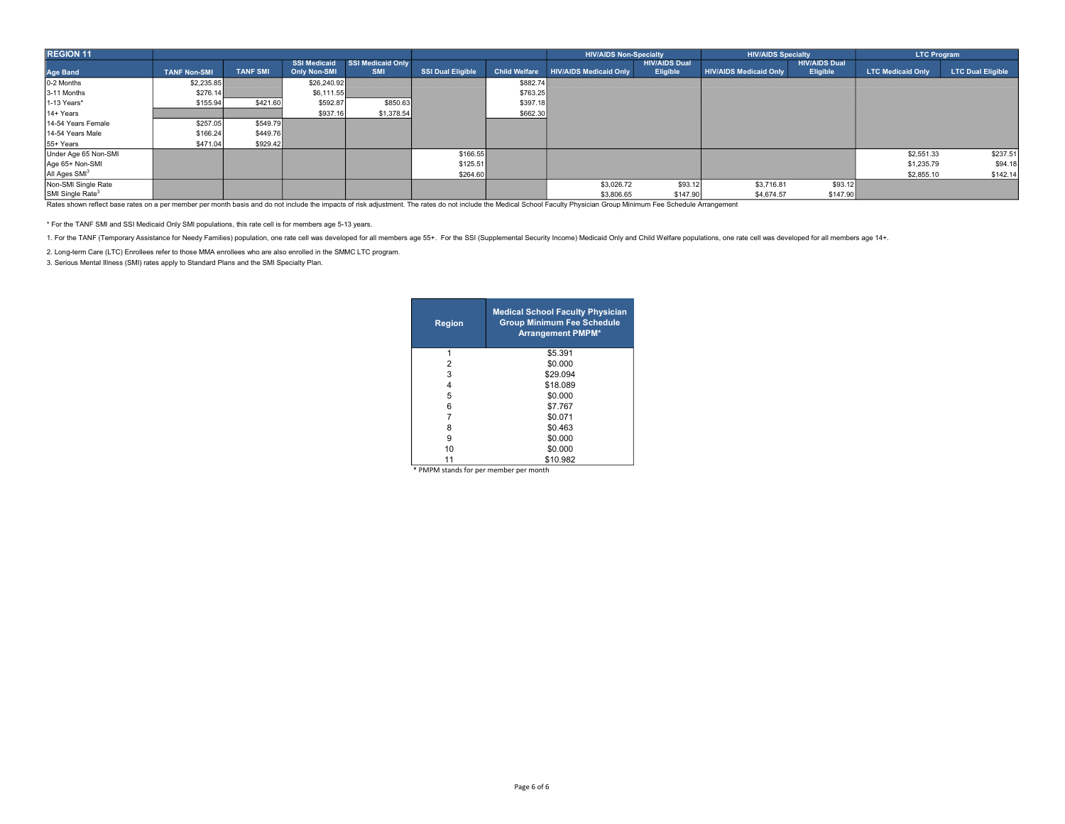| REGION 11 | | | | | | | HIV/AIDS Non-Specialty | | HIV/AIDS Specialty | | LTC Program | |
|---|---|---|---|---|---|---|---|---|---|---|---|---|
| Age Band | TANF Non-SMI | TANF SMI | SSI Medicaid Only Non-SMI | SSI Medicaid Only SMI | SSI Dual Eligible | Child Welfare | HIV/AIDS Medicaid Only | HIV/AIDS Dual Eligible | HIV/AIDS Medicaid Only | HIV/AIDS Dual Eligible | LTC Medicaid Only | LTC Dual Eligible |
| 0-2 Months | $2,235.85 | | $26,240.92 | | | $882.74 | | | | | | |
| 3-11 Months | $276.14 | | $6,111.55 | | | $763.25 | | | | | | |
| 1-13 Years* | $155.94 | $421.60 | $592.87 | $850.63 | | $397.18 | | | | | | |
| 14+ Years | | | $937.16 | $1,378.54 | | $662.30 | | | | | | |
| 14-54 Years Female | $257.05 | $549.79 | | | | | | | | | | |
| 14-54 Years Male | $166.24 | $449.76 | | | | | | | | | | |
| 55+ Years | $471.04 | $929.42 | | | | | | | | | | |
| Under Age 65 Non-SMI | | | | | $166.55 | | | | | | $2,551.33 | $237.51 |
| Age 65+ Non-SMI | | | | | $125.51 | | | | | | $1,235.79 | $94.18 |
| All Ages SMI[3] | | | | | $264.60 | | | | | | $2,855.10 | $142.14 |
| Non-SMI Single Rate | | | | | | | $3,026.72 | $93.12 | $3,716.81 | $93.12 | | |
| SMI Single Rate[3] | | | | | | | $3,806.65 | $147.90 | $4,674.57 | $147.90 | | |

Rates shown reflect base rates on a per member per month basis and do not include the impacts of risk adjustment. The rates do not include the Medical School Faculty Physician Group Minimum Fee Schedule Arrangement

* For the TANF SMI and SSI Medicaid Only SMI populations, this rate cell is for members age 5-13 years.

1. For the TANF (Temporary Assistance for Needy Families) population, one rate cell was developed for all members age 55+. For the SSI (Supplemental Security Income) Medicaid Only and Child Welfare populations, one rate cell was developed for all members age 14+.

2. Long-term Care (LTC) Enrollees refer to those MMA enrollees who are also enrolled in the SMMC LTC program.

3. Serious Mental Illness (SMI) rates apply to Standard Plans and the SMI Specialty Plan.

| Region | Medical School Faculty Physician Group Minimum Fee Schedule Arrangement PMPM* |
|---|---|
| 1 | $5.391 |
| 2 | $0.000 |
| 3 | $29.094 |
| 4 | $18.089 |
| 5 | $0.000 |
| 6 | $7.767 |
| 7 | $0.071 |
| 8 | $0.463 |
| 9 | $0.000 |
| 10 | $0.000 |
| 11 | $10.982 |

* PMPM stands for per member per month